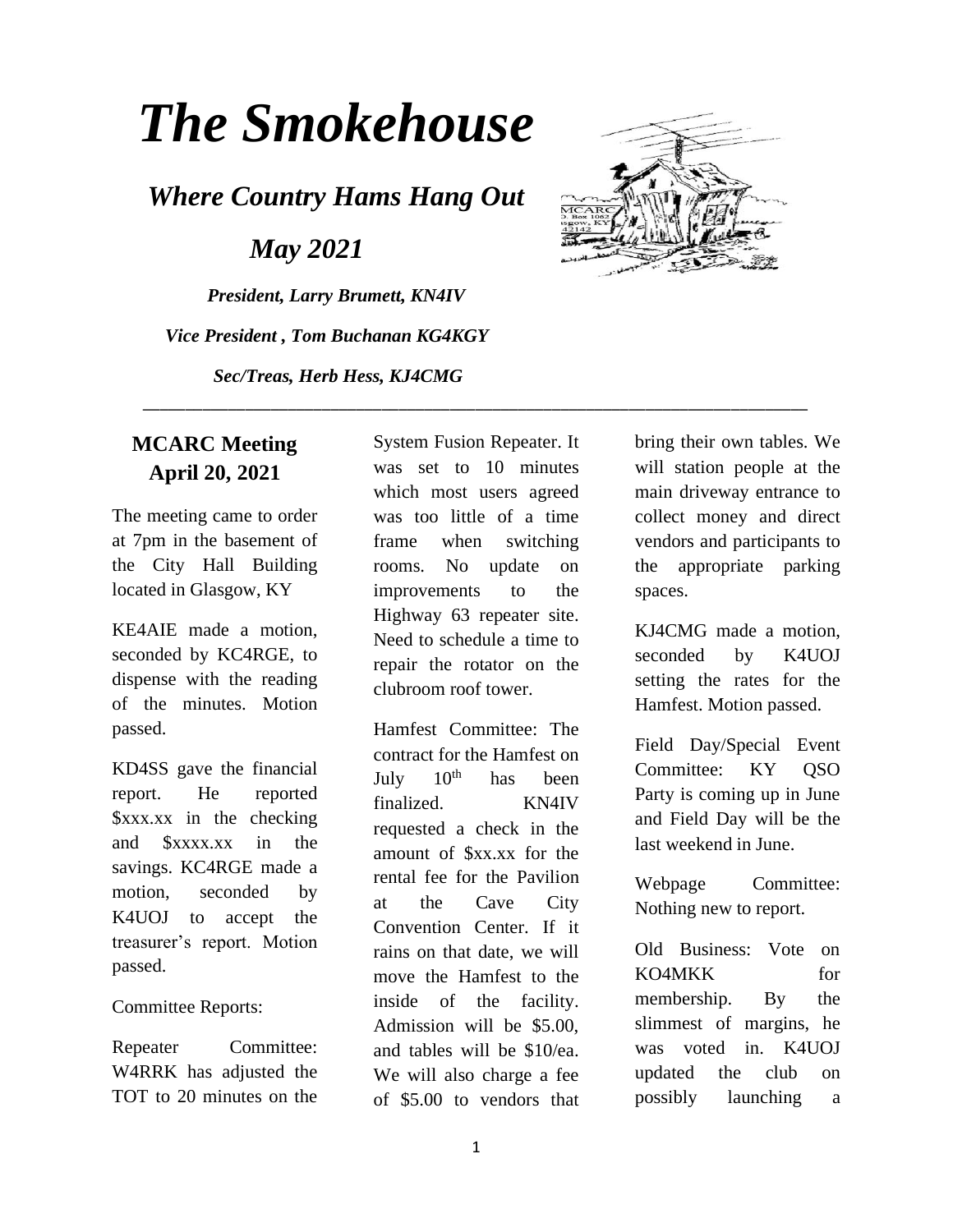# The Smokehouse

## *Where Country Hams Hang Out*

## *May 2021*

***President, Larry Brumett, KN4IV***

***Vice President , Tom Buchanan KG4KGY***

***Sec/Treas, Herb Hess, KJ4CMG***

---

## MCARC Meeting April 20, 2021

The meeting came to order at 7pm in the basement of the City Hall Building located in Glasgow, KY

KE4AIE made a motion, seconded by KC4RGE, to dispense with the reading of the minutes. Motion passed.

KD4SS gave the financial report. He reported $xxx.xx in the checking and $xxxx.xx in the savings. KC4RGE made a motion, seconded by K4UOJ to accept the treasurer's report. Motion passed.

Committee Reports:

Repeater Committee: W4RRK has adjusted the TOT to 20 minutes on the System Fusion Repeater. It was set to 10 minutes which most users agreed was too little of a time frame when switching rooms. No update on improvements to the Highway 63 repeater site. Need to schedule a time to repair the rotator on the clubroom roof tower.

Hamfest Committee: The contract for the Hamfest on July 10th has been finalized. KN4IV requested a check in the amount of $xx.xx for the rental fee for the Pavilion at the Cave City Convention Center. If it rains on that date, we will move the Hamfest to the inside of the facility. Admission will be $5.00, and tables will be $10/ea. We will also charge a fee of $5.00 to vendors that bring their own tables. We will station people at the main driveway entrance to collect money and direct vendors and participants to the appropriate parking spaces.

KJ4CMG made a motion, seconded by K4UOJ setting the rates for the Hamfest. Motion passed.

Field Day/Special Event Committee: KY QSO Party is coming up in June and Field Day will be the last weekend in June.

Webpage Committee: Nothing new to report.

Old Business: Vote on KO4MKK for membership. By the slimmest of margins, he was voted in. K4UOJ updated the club on possibly launching a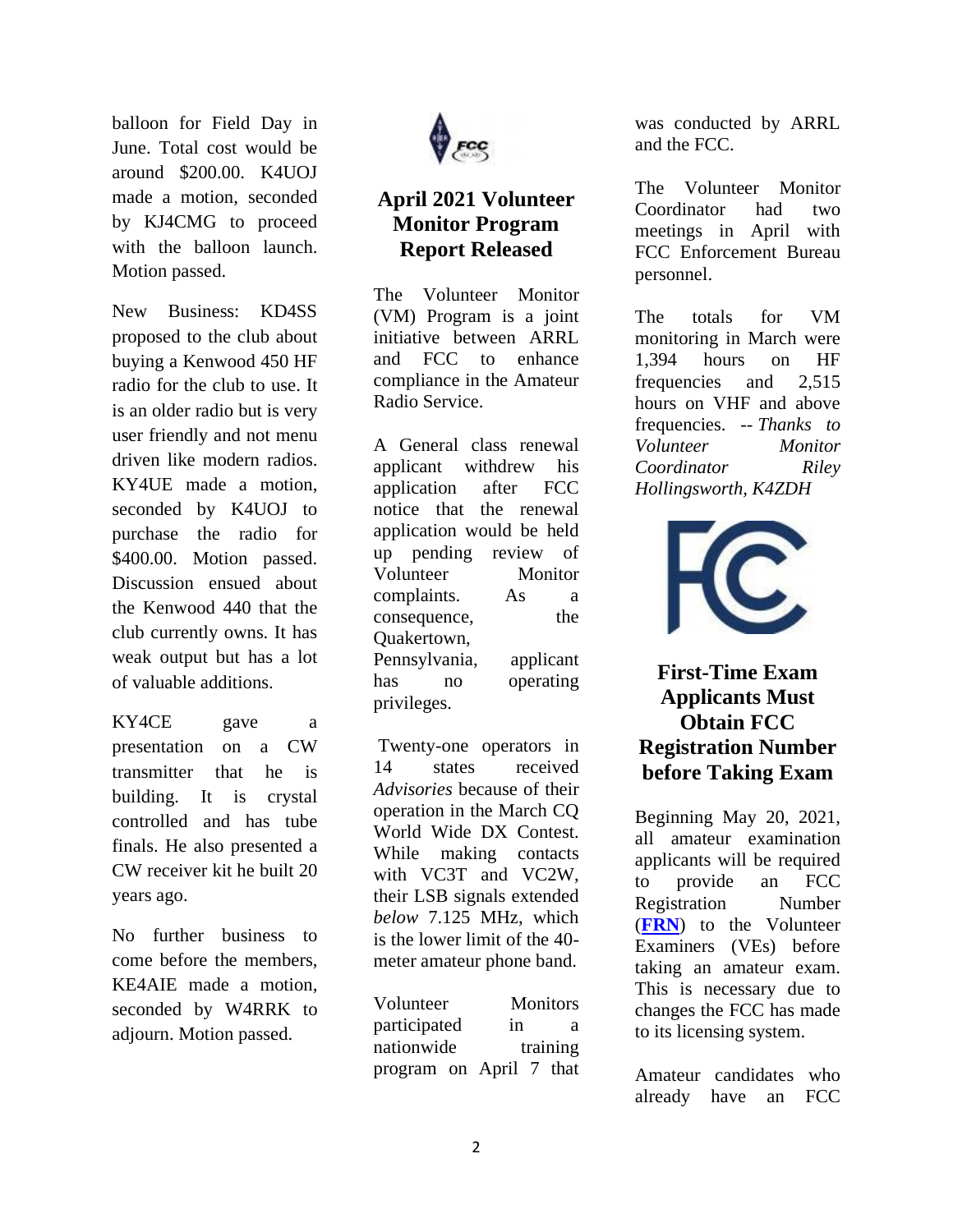balloon for Field Day in June. Total cost would be around $200.00. K4UOJ made a motion, seconded by KJ4CMG to proceed with the balloon launch. Motion passed.

New Business: KD4SS proposed to the club about buying a Kenwood 450 HF radio for the club to use. It is an older radio but is very user friendly and not menu driven like modern radios. KY4UE made a motion, seconded by K4UOJ to purchase the radio for $400.00. Motion passed. Discussion ensued about the Kenwood 440 that the club currently owns. It has weak output but has a lot of valuable additions.

KY4CE gave a presentation on a CW transmitter that he is building. It is crystal controlled and has tube finals. He also presented a CW receiver kit he built 20 years ago.

No further business to come before the members, KE4AIE made a motion, seconded by W4RRK to adjourn. Motion passed.

## April 2021 Volunteer Monitor Program Report Released

The Volunteer Monitor (VM) Program is a joint initiative between ARRL and FCC to enhance compliance in the Amateur Radio Service.

A General class renewal applicant withdrew his application after FCC notice that the renewal application would be held up pending review of Volunteer Monitor complaints. As a consequence, the Quakertown, Pennsylvania, applicant has no operating privileges.

Twenty-one operators in 14 states received *Advisories* because of their operation in the March CQ World Wide DX Contest. While making contacts with VC3T and VC2W, their LSB signals extended *below* 7.125 MHz, which is the lower limit of the 40-meter amateur phone band.

Volunteer Monitors participated in a nationwide training program on April 7 that was conducted by ARRL and the FCC.

The Volunteer Monitor Coordinator had two meetings in April with FCC Enforcement Bureau personnel.

The totals for VM monitoring in March were 1,394 hours on HF frequencies and 2,515 hours on VHF and above frequencies. -- *Thanks to Volunteer Monitor Coordinator Riley Hollingsworth, K4ZDH*

## First-Time Exam Applicants Must Obtain FCC Registration Number before Taking Exam

Beginning May 20, 2021, all amateur examination applicants will be required to provide an FCC Registration Number (**FRN**) to the Volunteer Examiners (VEs) before taking an amateur exam. This is necessary due to changes the FCC has made to its licensing system.

Amateur candidates who already have an FCC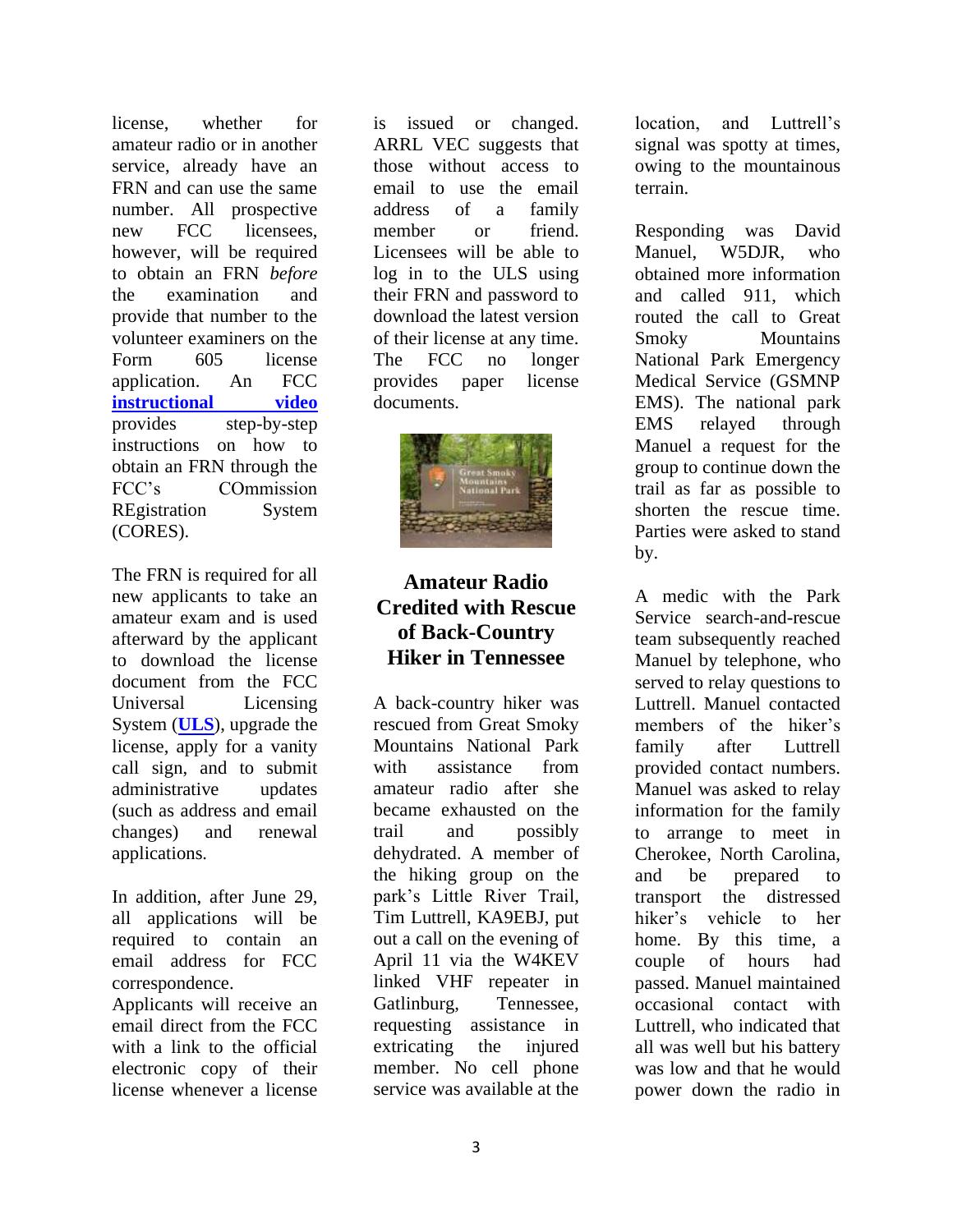license, whether for amateur radio or in another service, already have an FRN and can use the same number. All prospective new FCC licensees, however, will be required to obtain an FRN *before* the examination and provide that number to the volunteer examiners on the Form 605 license application. An FCC **instructional video** provides step-by-step instructions on how to obtain an FRN through the FCC's COmmission REgistration System (CORES).

The FRN is required for all new applicants to take an amateur exam and is used afterward by the applicant to download the license document from the FCC Universal Licensing System (**ULS**), upgrade the license, apply for a vanity call sign, and to submit administrative updates (such as address and email changes) and renewal applications.

In addition, after June 29, all applications will be required to contain an email address for FCC correspondence.

Applicants will receive an email direct from the FCC with a link to the official electronic copy of their license whenever a license is issued or changed. ARRL VEC suggests that those without access to email to use the email address of a family member or friend. Licensees will be able to log in to the ULS using their FRN and password to download the latest version of their license at any time. The FCC no longer provides paper license documents.

## Amateur Radio Credited with Rescue of Back-Country Hiker in Tennessee

A back-country hiker was rescued from Great Smoky Mountains National Park with assistance from amateur radio after she became exhausted on the trail and possibly dehydrated. A member of the hiking group on the park's Little River Trail, Tim Luttrell, KA9EBJ, put out a call on the evening of April 11 via the W4KEV linked VHF repeater in Gatlinburg, Tennessee, requesting assistance in extricating the injured member. No cell phone service was available at the location, and Luttrell's signal was spotty at times, owing to the mountainous terrain.

Responding was David Manuel, W5DJR, who obtained more information and called 911, which routed the call to Great Smoky Mountains National Park Emergency Medical Service (GSMNP EMS). The national park EMS relayed through Manuel a request for the group to continue down the trail as far as possible to shorten the rescue time. Parties were asked to stand by.

A medic with the Park Service search-and-rescue team subsequently reached Manuel by telephone, who served to relay questions to Luttrell. Manuel contacted members of the hiker's family after Luttrell provided contact numbers. Manuel was asked to relay information for the family to arrange to meet in Cherokee, North Carolina, and be prepared to transport the distressed hiker's vehicle to her home. By this time, a couple of hours had passed. Manuel maintained occasional contact with Luttrell, who indicated that all was well but his battery was low and that he would power down the radio in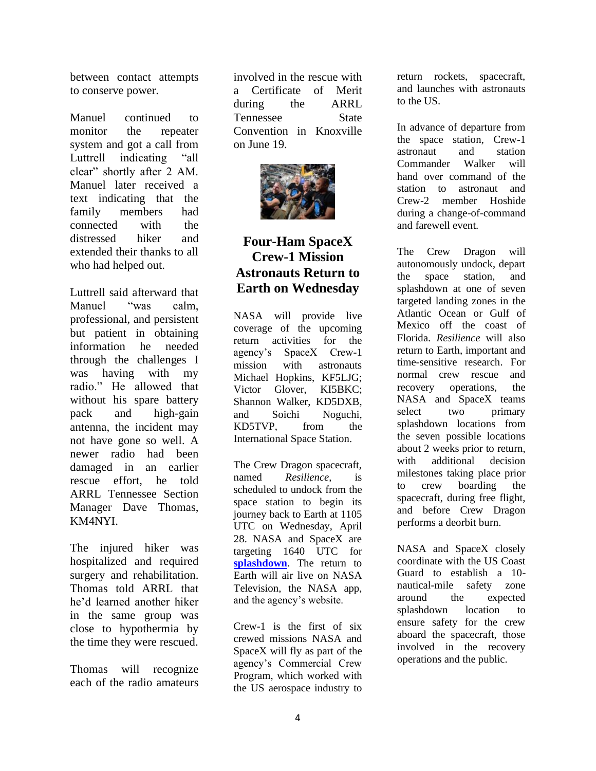between contact attempts to conserve power.

Manuel continued to monitor the repeater system and got a call from Luttrell indicating "all clear" shortly after 2 AM. Manuel later received a text indicating that the family members had connected with the distressed hiker and extended their thanks to all who had helped out.

Luttrell said afterward that Manuel "was calm, professional, and persistent but patient in obtaining information he needed through the challenges I was having with my radio." He allowed that without his spare battery pack and high-gain antenna, the incident may not have gone so well. A newer radio had been damaged in an earlier rescue effort, he told ARRL Tennessee Section Manager Dave Thomas, KM4NYI.

The injured hiker was hospitalized and required surgery and rehabilitation. Thomas told ARRL that he'd learned another hiker in the same group was close to hypothermia by the time they were rescued.

Thomas will recognize each of the radio amateurs involved in the rescue with a Certificate of Merit during the ARRL Tennessee State Convention in Knoxville on June 19.

## Four-Ham SpaceX Crew-1 Mission Astronauts Return to Earth on Wednesday

NASA will provide live coverage of the upcoming return activities for the agency's SpaceX Crew-1 mission with astronauts Michael Hopkins, KF5LJG; Victor Glover, KI5BKC; Shannon Walker, KD5DXB, and Soichi Noguchi, KD5TVP, from the International Space Station.

The Crew Dragon spacecraft, named *Resilience*, is scheduled to undock from the space station to begin its journey back to Earth at 1105 UTC on Wednesday, April 28. NASA and SpaceX are targeting 1640 UTC for **splashdown**. The return to Earth will air live on NASA Television, the NASA app, and the agency's website.

Crew-1 is the first of six crewed missions NASA and SpaceX will fly as part of the agency's Commercial Crew Program, which worked with the US aerospace industry to return rockets, spacecraft, and launches with astronauts to the US.

In advance of departure from the space station, Crew-1 astronaut and station Commander Walker will hand over command of the station to astronaut and Crew-2 member Hoshide during a change-of-command and farewell event.

The Crew Dragon will autonomously undock, depart the space station, and splashdown at one of seven targeted landing zones in the Atlantic Ocean or Gulf of Mexico off the coast of Florida. *Resilience* will also return to Earth, important and time-sensitive research. For normal crew rescue and recovery operations, the NASA and SpaceX teams select two primary splashdown locations from the seven possible locations about 2 weeks prior to return, with additional decision milestones taking place prior to crew boarding the spacecraft, during free flight, and before Crew Dragon performs a deorbit burn.

NASA and SpaceX closely coordinate with the US Coast Guard to establish a 10-nautical-mile safety zone around the expected splashdown location to ensure safety for the crew aboard the spacecraft, those involved in the recovery operations and the public.